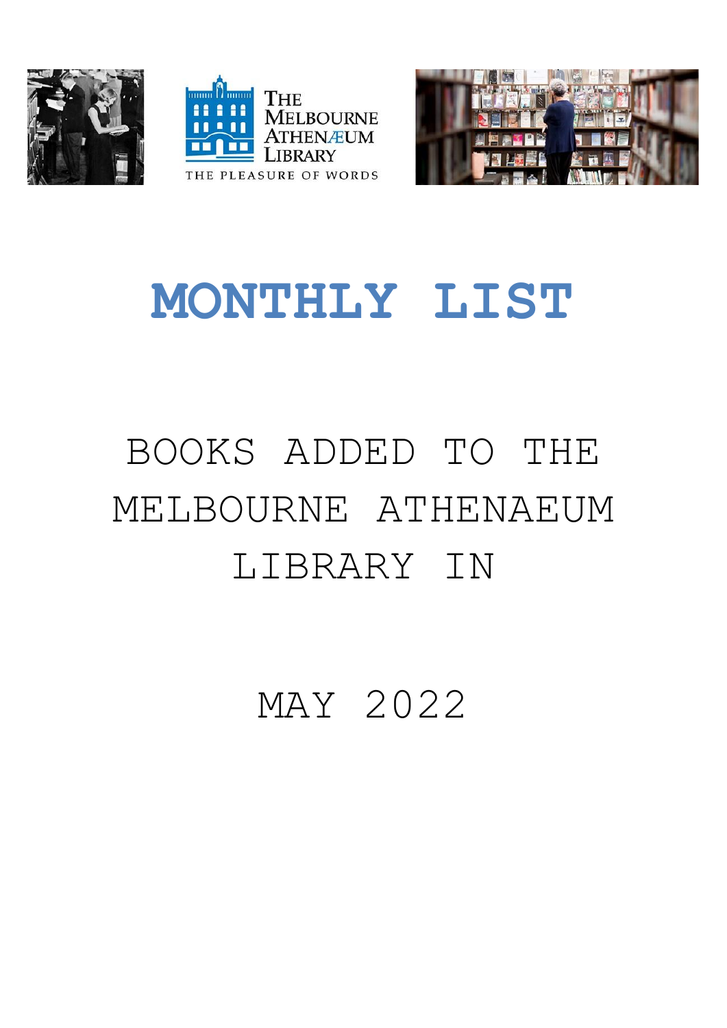The Melbourne Athenæum Library

THE PLEASURE OF WORDS

# MONTHLY LIST

## BOOKS ADDED TO THE MELBOURNE ATHENAEUM LIBRARY IN

## MAY 2022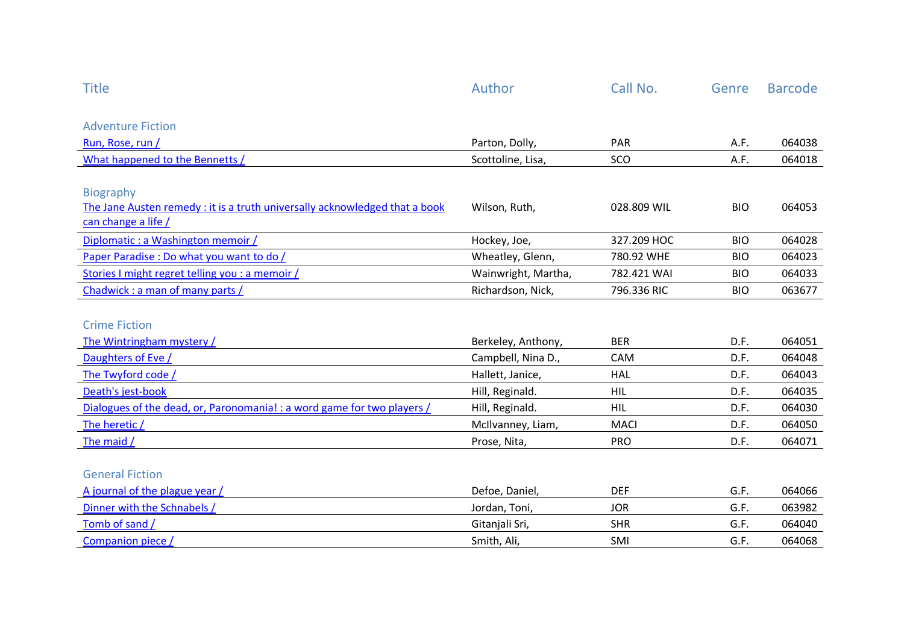| Title | Author | Call No. | Genre | Barcode |
|---|---|---|---|---|
| **Adventure Fiction** | | | | |
| Run, Rose, run / | Parton, Dolly, | PAR | A.F. | 064038 |
| What happened to the Bennetts / | Scottoline, Lisa, | SCO | A.F. | 064018 |
| **Biography** | | | | |
| The Jane Austen remedy : it is a truth universally acknowledged that a book can change a life / | Wilson, Ruth, | 028.809 WIL | BIO | 064053 |
| Diplomatic : a Washington memoir / | Hockey, Joe, | 327.209 HOC | BIO | 064028 |
| Paper Paradise : Do what you want to do / | Wheatley, Glenn, | 780.92 WHE | BIO | 064023 |
| Stories I might regret telling you : a memoir / | Wainwright, Martha, | 782.421 WAI | BIO | 064033 |
| Chadwick : a man of many parts / | Richardson, Nick, | 796.336 RIC | BIO | 063677 |
| **Crime Fiction** | | | | |
| The Wintringham mystery / | Berkeley, Anthony, | BER | D.F. | 064051 |
| Daughters of Eve / | Campbell, Nina D., | CAM | D.F. | 064048 |
| The Twyford code / | Hallett, Janice, | HAL | D.F. | 064043 |
| Death's jest-book | Hill, Reginald. | HIL | D.F. | 064035 |
| Dialogues of the dead, or, Paronomania! : a word game for two players / | Hill, Reginald. | HIL | D.F. | 064030 |
| The heretic / | McIlvanney, Liam, | MACI | D.F. | 064050 |
| The maid / | Prose, Nita, | PRO | D.F. | 064071 |
| **General Fiction** | | | | |
| A journal of the plague year / | Defoe, Daniel, | DEF | G.F. | 064066 |
| Dinner with the Schnabels / | Jordan, Toni, | JOR | G.F. | 063982 |
| Tomb of sand / | Gitanjali Sri, | SHR | G.F. | 064040 |
| Companion piece / | Smith, Ali, | SMI | G.F. | 064068 |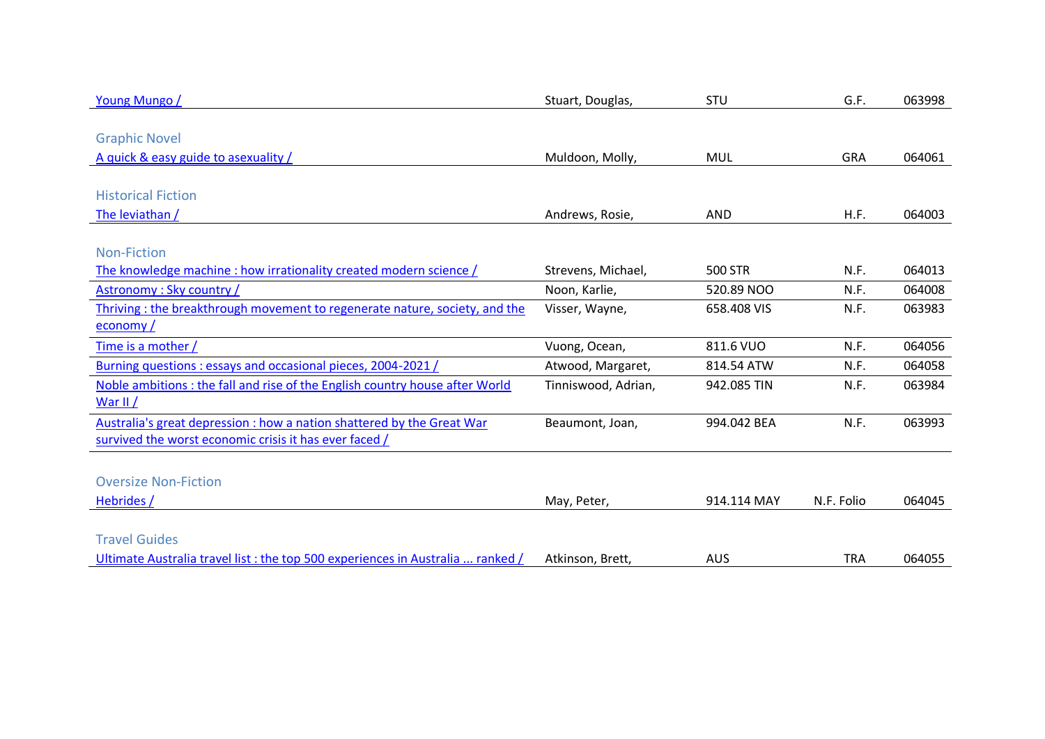| | | | | |
|---|---|---|---|---|
| Young Mungo / | Stuart, Douglas, | STU | G.F. | 063998 |

## Graphic Novel

| | | | | |
|---|---|---|---|---|
| A quick & easy guide to asexuality / | Muldoon, Molly, | MUL | GRA | 064061 |

## Historical Fiction

| | | | | |
|---|---|---|---|---|
| The leviathan / | Andrews, Rosie, | AND | H.F. | 064003 |

## Non-Fiction

| | | | | |
|---|---|---|---|---|
| The knowledge machine : how irrationality created modern science / | Strevens, Michael, | 500 STR | N.F. | 064013 |
| Astronomy : Sky country / | Noon, Karlie, | 520.89 NOO | N.F. | 064008 |
| Thriving : the breakthrough movement to regenerate nature, society, and the economy / | Visser, Wayne, | 658.408 VIS | N.F. | 063983 |
| Time is a mother / | Vuong, Ocean, | 811.6 VUO | N.F. | 064056 |
| Burning questions : essays and occasional pieces, 2004-2021 / | Atwood, Margaret, | 814.54 ATW | N.F. | 064058 |
| Noble ambitions : the fall and rise of the English country house after World War II / | Tinniswood, Adrian, | 942.085 TIN | N.F. | 063984 |
| Australia's great depression : how a nation shattered by the Great War survived the worst economic crisis it has ever faced / | Beaumont, Joan, | 994.042 BEA | N.F. | 063993 |

## Oversize Non-Fiction

| | | | | |
|---|---|---|---|---|
| Hebrides / | May, Peter, | 914.114 MAY | N.F. Folio | 064045 |

## Travel Guides

| | | | | |
|---|---|---|---|---|
| Ultimate Australia travel list : the top 500 experiences in Australia ... ranked / | Atkinson, Brett, | AUS | TRA | 064055 |